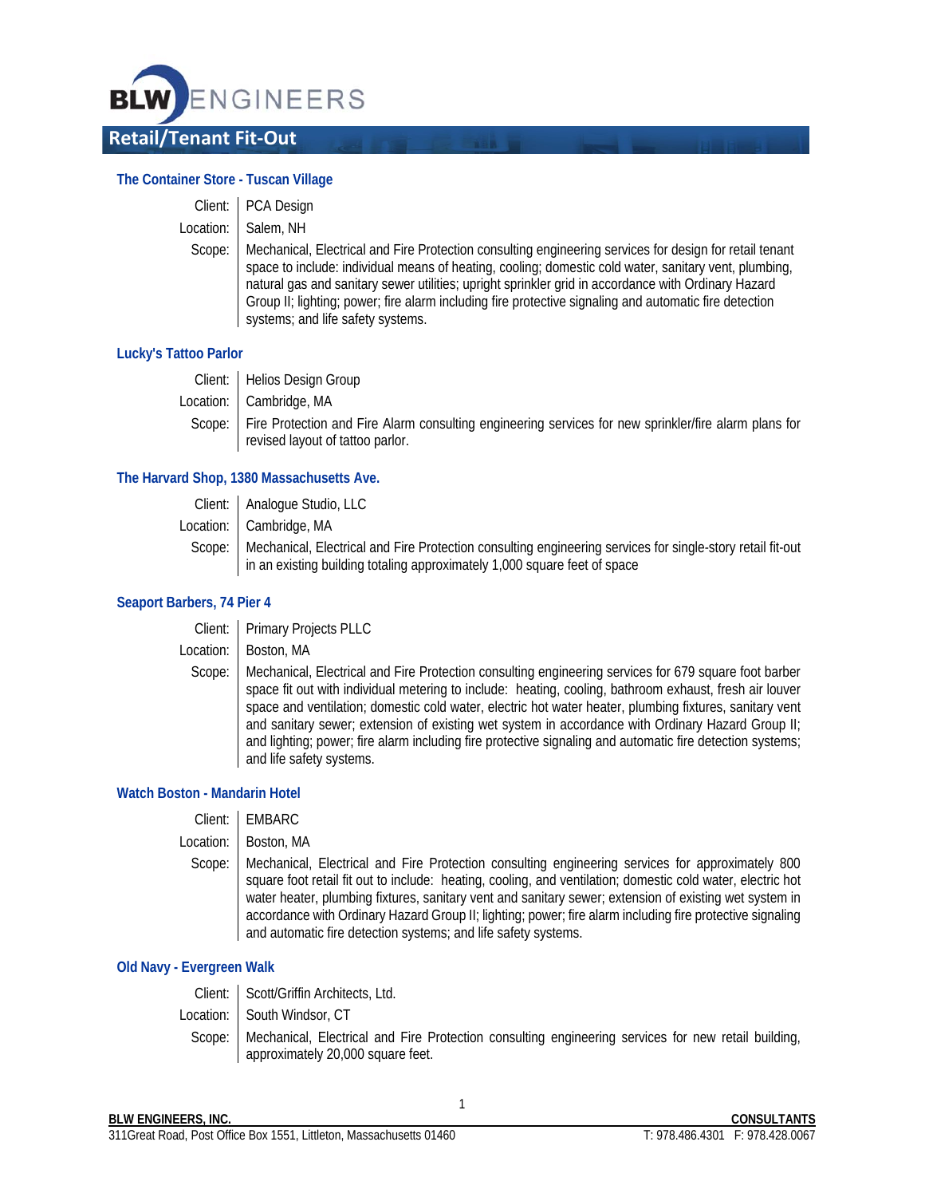# BLW ENGINEERS

## Retail/Tenant Fit-Out

### The Container Store - Tuscan Village

Client: PCA Design
Location: Salem, NH
Scope: Mechanical, Electrical and Fire Protection consulting engineering services for design for retail tenant space to include: individual means of heating, cooling; domestic cold water, sanitary vent, plumbing, natural gas and sanitary sewer utilities; upright sprinkler grid in accordance with Ordinary Hazard Group II; lighting; power; fire alarm including fire protective signaling and automatic fire detection systems; and life safety systems.

### Lucky's Tattoo Parlor

Client: Helios Design Group
Location: Cambridge, MA
Scope: Fire Protection and Fire Alarm consulting engineering services for new sprinkler/fire alarm plans for revised layout of tattoo parlor.

### The Harvard Shop, 1380 Massachusetts Ave.

Client: Analogue Studio, LLC
Location: Cambridge, MA
Scope: Mechanical, Electrical and Fire Protection consulting engineering services for single-story retail fit-out in an existing building totaling approximately 1,000 square feet of space

### Seaport Barbers, 74 Pier 4

Client: Primary Projects PLLC
Location: Boston, MA
Scope: Mechanical, Electrical and Fire Protection consulting engineering services for 679 square foot barber space fit out with individual metering to include: heating, cooling, bathroom exhaust, fresh air louver space and ventilation; domestic cold water, electric hot water heater, plumbing fixtures, sanitary vent and sanitary sewer; extension of existing wet system in accordance with Ordinary Hazard Group II; and lighting; power; fire alarm including fire protective signaling and automatic fire detection systems; and life safety systems.

### Watch Boston - Mandarin Hotel

Client: EMBARC
Location: Boston, MA
Scope: Mechanical, Electrical and Fire Protection consulting engineering services for approximately 800 square foot retail fit out to include: heating, cooling, and ventilation; domestic cold water, electric hot water heater, plumbing fixtures, sanitary vent and sanitary sewer; extension of existing wet system in accordance with Ordinary Hazard Group II; lighting; power; fire alarm including fire protective signaling and automatic fire detection systems; and life safety systems.

### Old Navy - Evergreen Walk

Client: Scott/Griffin Architects, Ltd.
Location: South Windsor, CT
Scope: Mechanical, Electrical and Fire Protection consulting engineering services for new retail building, approximately 20,000 square feet.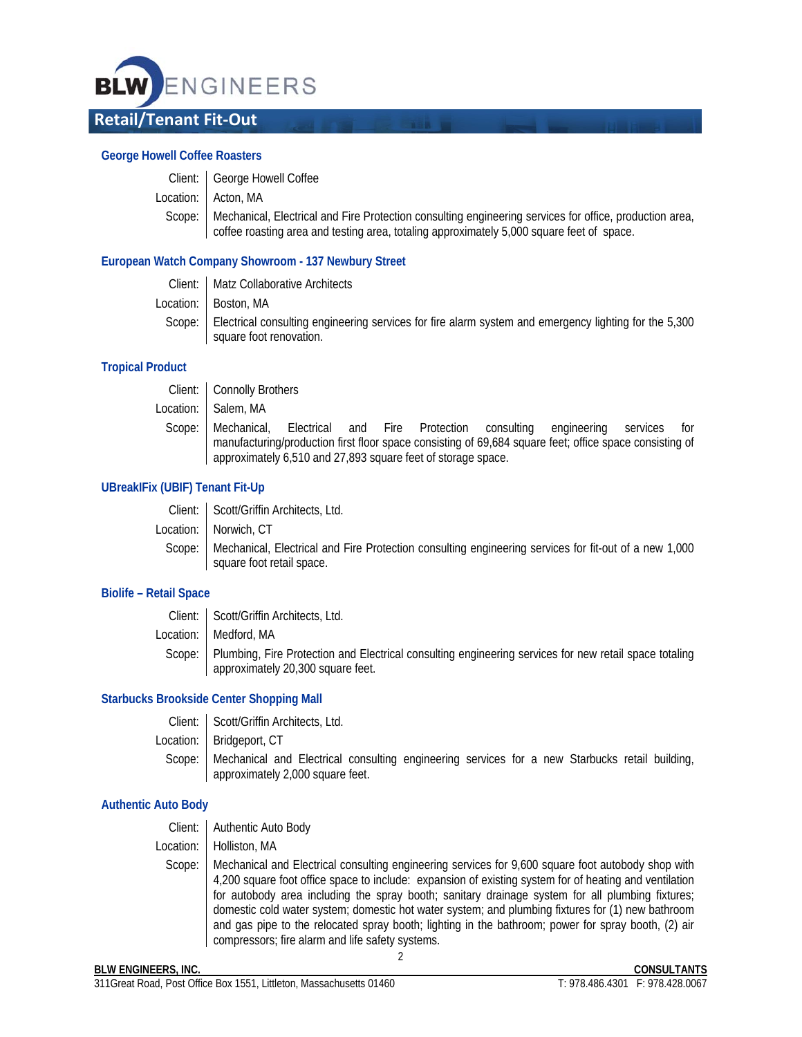## Retail/Tenant Fit-Out

### George Howell Coffee Roasters

Client: George Howell Coffee
Location: Acton, MA
Scope: Mechanical, Electrical and Fire Protection consulting engineering services for office, production area, coffee roasting area and testing area, totaling approximately 5,000 square feet of space.

### European Watch Company Showroom - 137 Newbury Street

Client: Matz Collaborative Architects
Location: Boston, MA
Scope: Electrical consulting engineering services for fire alarm system and emergency lighting for the 5,300 square foot renovation.

### Tropical Product

Client: Connolly Brothers
Location: Salem, MA
Scope: Mechanical, Electrical and Fire Protection consulting engineering services for manufacturing/production first floor space consisting of 69,684 square feet; office space consisting of approximately 6,510 and 27,893 square feet of storage space.

### UBreakIFix (UBIF) Tenant Fit-Up

Client: Scott/Griffin Architects, Ltd.
Location: Norwich, CT
Scope: Mechanical, Electrical and Fire Protection consulting engineering services for fit-out of a new 1,000 square foot retail space.

### Biolife – Retail Space

Client: Scott/Griffin Architects, Ltd.
Location: Medford, MA
Scope: Plumbing, Fire Protection and Electrical consulting engineering services for new retail space totaling approximately 20,300 square feet.

### Starbucks Brookside Center Shopping Mall

Client: Scott/Griffin Architects, Ltd.
Location: Bridgeport, CT
Scope: Mechanical and Electrical consulting engineering services for a new Starbucks retail building, approximately 2,000 square feet.

### Authentic Auto Body

Client: Authentic Auto Body
Location: Holliston, MA
Scope: Mechanical and Electrical consulting engineering services for 9,600 square foot autobody shop with 4,200 square foot office space to include: expansion of existing system for of heating and ventilation for autobody area including the spray booth; sanitary drainage system for all plumbing fixtures; domestic cold water system; domestic hot water system; and plumbing fixtures for (1) new bathroom and gas pipe to the relocated spray booth; lighting in the bathroom; power for spray booth, (2) air compressors; fire alarm and life safety systems.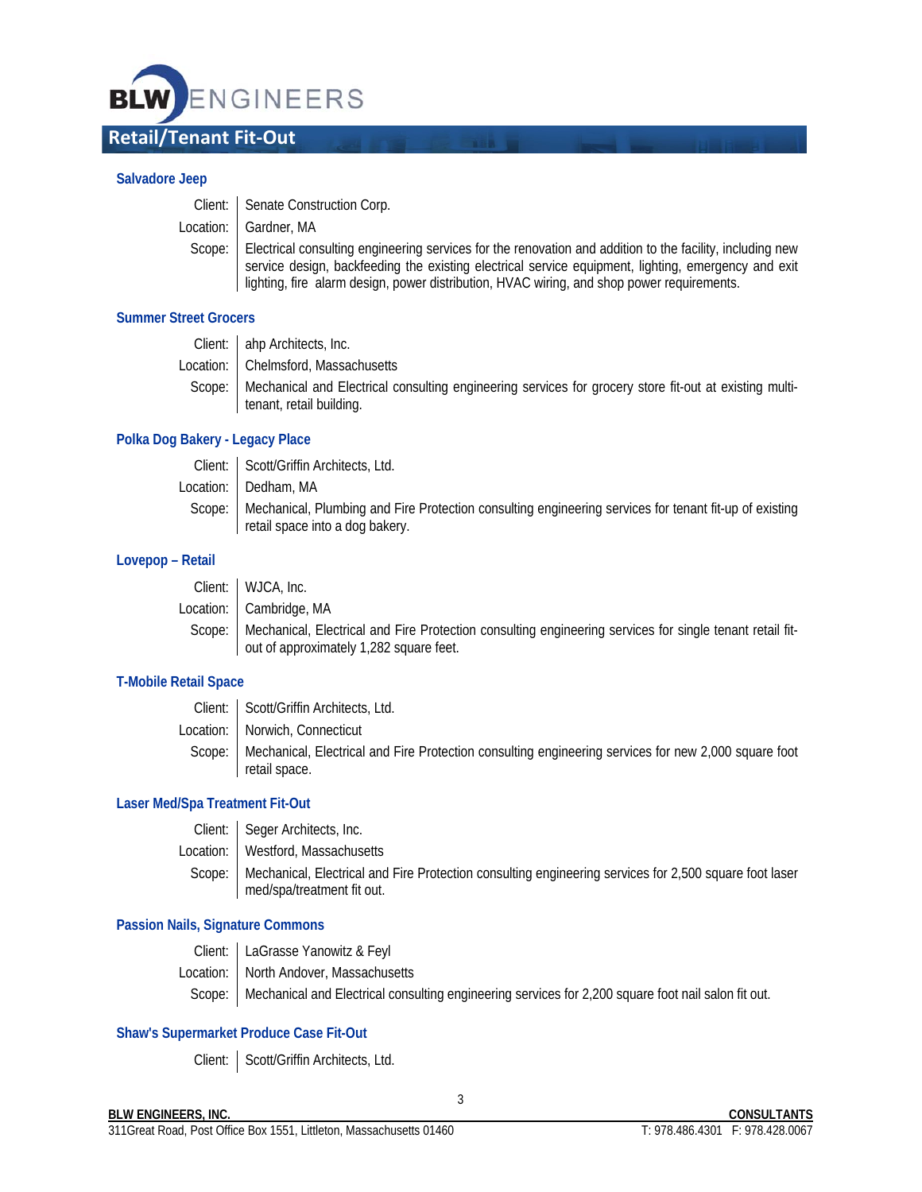## Retail/Tenant Fit-Out

### Salvadore Jeep

| | |
|---|---|
| Client: | Senate Construction Corp. |
| Location: | Gardner, MA |
| Scope: | Electrical consulting engineering services for the renovation and addition to the facility, including new service design, backfeeding the existing electrical service equipment, lighting, emergency and exit lighting, fire alarm design, power distribution, HVAC wiring, and shop power requirements. |

### Summer Street Grocers

| | |
|---|---|
| Client: | ahp Architects, Inc. |
| Location: | Chelmsford, Massachusetts |
| Scope: | Mechanical and Electrical consulting engineering services for grocery store fit-out at existing multi-tenant, retail building. |

### Polka Dog Bakery - Legacy Place

| | |
|---|---|
| Client: | Scott/Griffin Architects, Ltd. |
| Location: | Dedham, MA |
| Scope: | Mechanical, Plumbing and Fire Protection consulting engineering services for tenant fit-up of existing retail space into a dog bakery. |

### Lovepop – Retail

| | |
|---|---|
| Client: | WJCA, Inc. |
| Location: | Cambridge, MA |
| Scope: | Mechanical, Electrical and Fire Protection consulting engineering services for single tenant retail fit-out of approximately 1,282 square feet. |

### T-Mobile Retail Space

| | |
|---|---|
| Client: | Scott/Griffin Architects, Ltd. |
| Location: | Norwich, Connecticut |
| Scope: | Mechanical, Electrical and Fire Protection consulting engineering services for new 2,000 square foot retail space. |

### Laser Med/Spa Treatment Fit-Out

| | |
|---|---|
| Client: | Seger Architects, Inc. |
| Location: | Westford, Massachusetts |
| Scope: | Mechanical, Electrical and Fire Protection consulting engineering services for 2,500 square foot laser med/spa/treatment fit out. |

### Passion Nails, Signature Commons

| | |
|---|---|
| Client: | LaGrasse Yanowitz & Feyl |
| Location: | North Andover, Massachusetts |
| Scope: | Mechanical and Electrical consulting engineering services for 2,200 square foot nail salon fit out. |

### Shaw's Supermarket Produce Case Fit-Out

| | |
|---|---|
| Client: | Scott/Griffin Architects, Ltd. |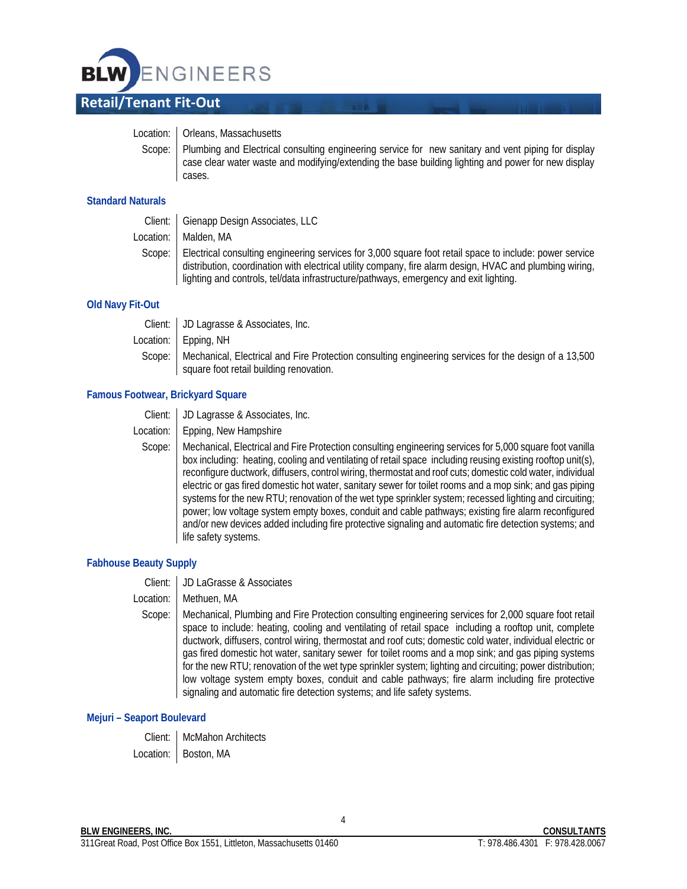## Retail/Tenant Fit-Out

Location: Orleans, Massachusetts

Scope: Plumbing and Electrical consulting engineering service for new sanitary and vent piping for display case clear water waste and modifying/extending the base building lighting and power for new display cases.

### Standard Naturals

Client: Gienapp Design Associates, LLC

Location: Malden, MA

Scope: Electrical consulting engineering services for 3,000 square foot retail space to include: power service distribution, coordination with electrical utility company, fire alarm design, HVAC and plumbing wiring, lighting and controls, tel/data infrastructure/pathways, emergency and exit lighting.

### Old Navy Fit-Out

Client: JD Lagrasse & Associates, Inc.

Location: Epping, NH

Scope: Mechanical, Electrical and Fire Protection consulting engineering services for the design of a 13,500 square foot retail building renovation.

### Famous Footwear, Brickyard Square

Client: JD Lagrasse & Associates, Inc.

Location: Epping, New Hampshire

Scope: Mechanical, Electrical and Fire Protection consulting engineering services for 5,000 square foot vanilla box including: heating, cooling and ventilating of retail space including reusing existing rooftop unit(s), reconfigure ductwork, diffusers, control wiring, thermostat and roof cuts; domestic cold water, individual electric or gas fired domestic hot water, sanitary sewer for toilet rooms and a mop sink; and gas piping systems for the new RTU; renovation of the wet type sprinkler system; recessed lighting and circuiting; power; low voltage system empty boxes, conduit and cable pathways; existing fire alarm reconfigured and/or new devices added including fire protective signaling and automatic fire detection systems; and life safety systems.

### Fabhouse Beauty Supply

Client: JD LaGrasse & Associates

Location: Methuen, MA

Scope: Mechanical, Plumbing and Fire Protection consulting engineering services for 2,000 square foot retail space to include: heating, cooling and ventilating of retail space including a rooftop unit, complete ductwork, diffusers, control wiring, thermostat and roof cuts; domestic cold water, individual electric or gas fired domestic hot water, sanitary sewer for toilet rooms and a mop sink; and gas piping systems for the new RTU; renovation of the wet type sprinkler system; lighting and circuiting; power distribution; low voltage system empty boxes, conduit and cable pathways; fire alarm including fire protective signaling and automatic fire detection systems; and life safety systems.

### Mejuri – Seaport Boulevard

Client: McMahon Architects

Location: Boston, MA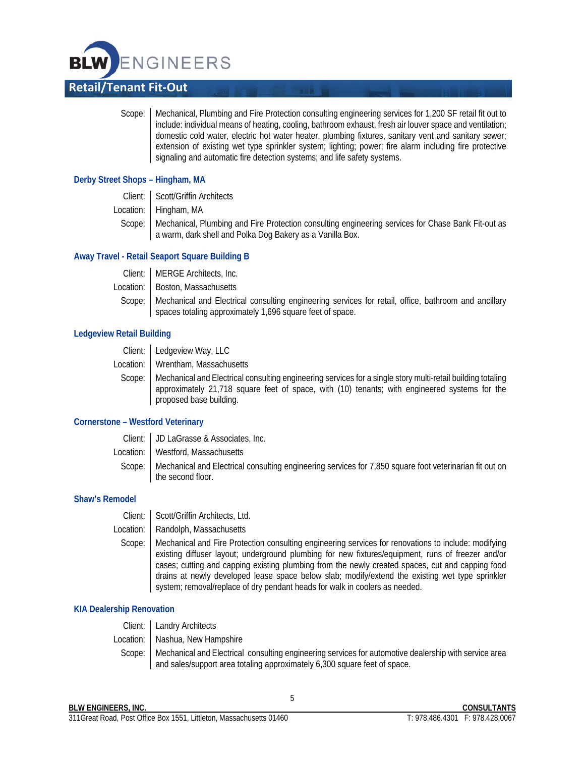## Retail/Tenant Fit-Out

| | |
|---|---|
| Scope: | Mechanical, Plumbing and Fire Protection consulting engineering services for 1,200 SF retail fit out to include: individual means of heating, cooling, bathroom exhaust, fresh air louver space and ventilation; domestic cold water, electric hot water heater, plumbing fixtures, sanitary vent and sanitary sewer; extension of existing wet type sprinkler system; lighting; power; fire alarm including fire protective signaling and automatic fire detection systems; and life safety systems. |

### Derby Street Shops – Hingham, MA

| | |
|---|---|
| Client: | Scott/Griffin Architects |
| Location: | Hingham, MA |
| Scope: | Mechanical, Plumbing and Fire Protection consulting engineering services for Chase Bank Fit-out as a warm, dark shell and Polka Dog Bakery as a Vanilla Box. |

### Away Travel - Retail Seaport Square Building B

| | |
|---|---|
| Client: | MERGE Architects, Inc. |
| Location: | Boston, Massachusetts |
| Scope: | Mechanical and Electrical consulting engineering services for retail, office, bathroom and ancillary spaces totaling approximately 1,696 square feet of space. |

### Ledgeview Retail Building

| | |
|---|---|
| Client: | Ledgeview Way, LLC |
| Location: | Wrentham, Massachusetts |
| Scope: | Mechanical and Electrical consulting engineering services for a single story multi-retail building totaling approximately 21,718 square feet of space, with (10) tenants; with engineered systems for the proposed base building. |

### Cornerstone – Westford Veterinary

| | |
|---|---|
| Client: | JD LaGrasse & Associates, Inc. |
| Location: | Westford, Massachusetts |
| Scope: | Mechanical and Electrical consulting engineering services for 7,850 square foot veterinarian fit out on the second floor. |

### Shaw's Remodel

| | |
|---|---|
| Client: | Scott/Griffin Architects, Ltd. |
| Location: | Randolph, Massachusetts |
| Scope: | Mechanical and Fire Protection consulting engineering services for renovations to include: modifying existing diffuser layout; underground plumbing for new fixtures/equipment, runs of freezer and/or cases; cutting and capping existing plumbing from the newly created spaces, cut and capping food drains at newly developed lease space below slab; modify/extend the existing wet type sprinkler system; removal/replace of dry pendant heads for walk in coolers as needed. |

### KIA Dealership Renovation

| | |
|---|---|
| Client: | Landry Architects |
| Location: | Nashua, New Hampshire |
| Scope: | Mechanical and Electrical consulting engineering services for automotive dealership with service area and sales/support area totaling approximately 6,300 square feet of space. |